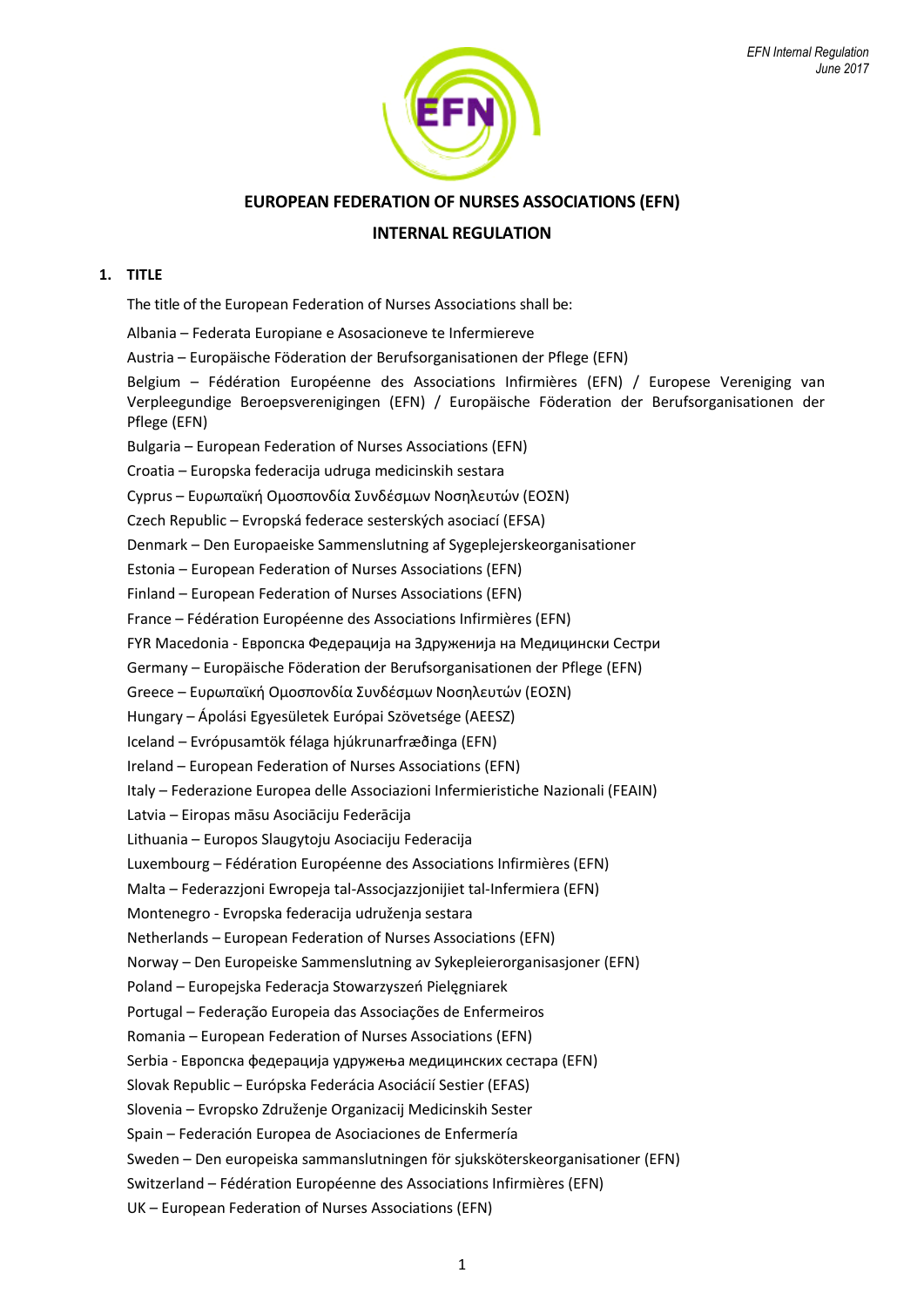# EUROPEAN FEDERATION OF NURSES ASSOCIATIONS (EFN)

## INTERNAL REGULATION

### 1. TITLE

The title of the European Federation of Nurses Associations shall be:

Albania – Federata Europiane e Asosacioneve te Infermiereve

Austria – Europäische Föderation der Berufsorganisationen der Pflege (EFN)

Belgium – Fédération Européenne des Associations Infirmières (EFN) / Europese Vereniging van Verpleegundige Beroepsverenigingen (EFN) / Europäische Föderation der Berufsorganisationen der Pflege (EFN)

Bulgaria – European Federation of Nurses Associations (EFN)

Croatia – Europska federacija udruga medicinskih sestara

Cyprus – Ευρωπαϊκή Ομοσπονδία Συνδέσμων Νοσηλευτών (ΕΟΣΝ)

Czech Republic – Evropská federace sesterských asociací (EFSA)

Denmark – Den Europaeiske Sammenslutning af Sygeplejerskeorganisationer

Estonia – European Federation of Nurses Associations (EFN)

Finland – European Federation of Nurses Associations (EFN)

France – Fédération Européenne des Associations Infirmières (EFN)

FYR Macedonia - Европска Федерација на Здруженија на Медицински Сестри

Germany – Europäische Föderation der Berufsorganisationen der Pflege (EFN)

Greece – Ευρωπαϊκή Ομοσπονδία Συνδέσμων Νοσηλευτών (ΕΟΣΝ)

Hungary – Ápolási Egyesületek Európai Szövetsége (AEESZ)

Iceland – Evrópusamtök félaga hjúkrunarfræðinga (EFN)

Ireland – European Federation of Nurses Associations (EFN)

Italy – Federazione Europea delle Associazioni Infermieristiche Nazionali (FEAIN)

Latvia – Eiropas māsu Asociāciju Federācija

Lithuania – Europos Slaugytoju Asociaciju Federacija

Luxembourg – Fédération Européenne des Associations Infirmières (EFN)

Malta – Federazzjoni Ewropeja tal-Assocjazzjonijiet tal-Infermiera (EFN)

Montenegro - Evropska federacija udruženja sestara

Netherlands – European Federation of Nurses Associations (EFN)

Norway – Den Europeiske Sammenslutning av Sykepleierorganisasjoner (EFN)

Poland – Europejska Federacja Stowarzyszeń Pielęgniarek

Portugal – Federação Europeia das Associações de Enfermeiros

Romania – European Federation of Nurses Associations (EFN)

Serbia - Европска федерација удружења медицинских сестара (EFN)

Slovak Republic – Európska Federácia Asociácií Sestier (EFAS)

Slovenia – Evropsko Združenje Organizacij Medicinskih Sester

Spain – Federación Europea de Asociaciones de Enfermería

Sweden – Den europeiska sammanslutningen för sjuksköterskeorganisationer (EFN)

Switzerland – Fédération Européenne des Associations Infirmières (EFN)

UK – European Federation of Nurses Associations (EFN)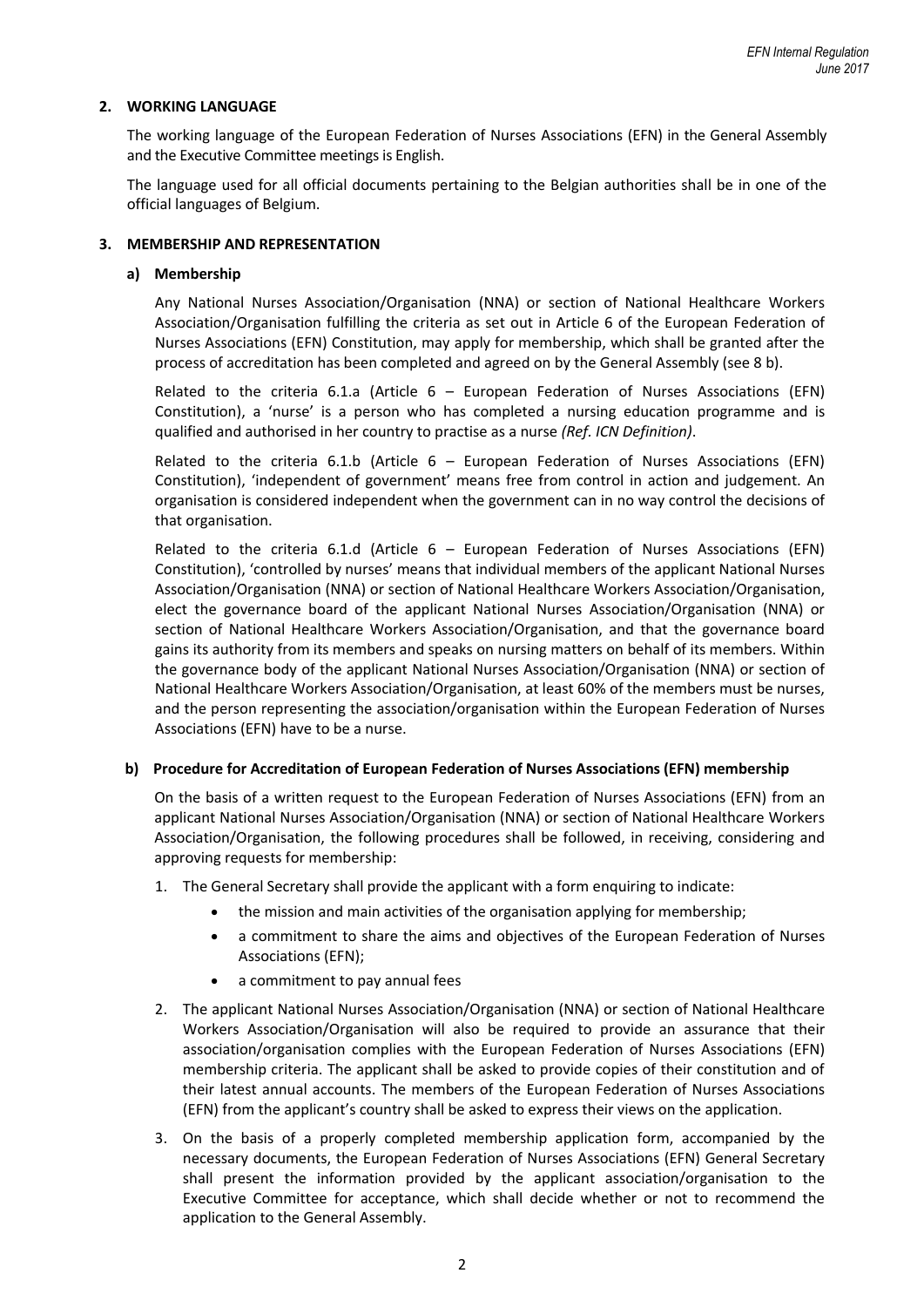## 2. WORKING LANGUAGE

The working language of the European Federation of Nurses Associations (EFN) in the General Assembly and the Executive Committee meetings is English.

The language used for all official documents pertaining to the Belgian authorities shall be in one of the official languages of Belgium.

## 3. MEMBERSHIP AND REPRESENTATION

### a) Membership

Any National Nurses Association/Organisation (NNA) or section of National Healthcare Workers Association/Organisation fulfilling the criteria as set out in Article 6 of the European Federation of Nurses Associations (EFN) Constitution, may apply for membership, which shall be granted after the process of accreditation has been completed and agreed on by the General Assembly (see 8 b).

Related to the criteria 6.1.a (Article 6 – European Federation of Nurses Associations (EFN) Constitution), a 'nurse' is a person who has completed a nursing education programme and is qualified and authorised in her country to practise as a nurse *(Ref. ICN Definition)*.

Related to the criteria 6.1.b (Article 6 – European Federation of Nurses Associations (EFN) Constitution), 'independent of government' means free from control in action and judgement. An organisation is considered independent when the government can in no way control the decisions of that organisation.

Related to the criteria 6.1.d (Article 6 – European Federation of Nurses Associations (EFN) Constitution), 'controlled by nurses' means that individual members of the applicant National Nurses Association/Organisation (NNA) or section of National Healthcare Workers Association/Organisation, elect the governance board of the applicant National Nurses Association/Organisation (NNA) or section of National Healthcare Workers Association/Organisation, and that the governance board gains its authority from its members and speaks on nursing matters on behalf of its members. Within the governance body of the applicant National Nurses Association/Organisation (NNA) or section of National Healthcare Workers Association/Organisation, at least 60% of the members must be nurses, and the person representing the association/organisation within the European Federation of Nurses Associations (EFN) have to be a nurse.

### b) Procedure for Accreditation of European Federation of Nurses Associations (EFN) membership

On the basis of a written request to the European Federation of Nurses Associations (EFN) from an applicant National Nurses Association/Organisation (NNA) or section of National Healthcare Workers Association/Organisation, the following procedures shall be followed, in receiving, considering and approving requests for membership:

1. The General Secretary shall provide the applicant with a form enquiring to indicate:
   - the mission and main activities of the organisation applying for membership;
   - a commitment to share the aims and objectives of the European Federation of Nurses Associations (EFN);
   - a commitment to pay annual fees
2. The applicant National Nurses Association/Organisation (NNA) or section of National Healthcare Workers Association/Organisation will also be required to provide an assurance that their association/organisation complies with the European Federation of Nurses Associations (EFN) membership criteria. The applicant shall be asked to provide copies of their constitution and of their latest annual accounts. The members of the European Federation of Nurses Associations (EFN) from the applicant's country shall be asked to express their views on the application.
3. On the basis of a properly completed membership application form, accompanied by the necessary documents, the European Federation of Nurses Associations (EFN) General Secretary shall present the information provided by the applicant association/organisation to the Executive Committee for acceptance, which shall decide whether or not to recommend the application to the General Assembly.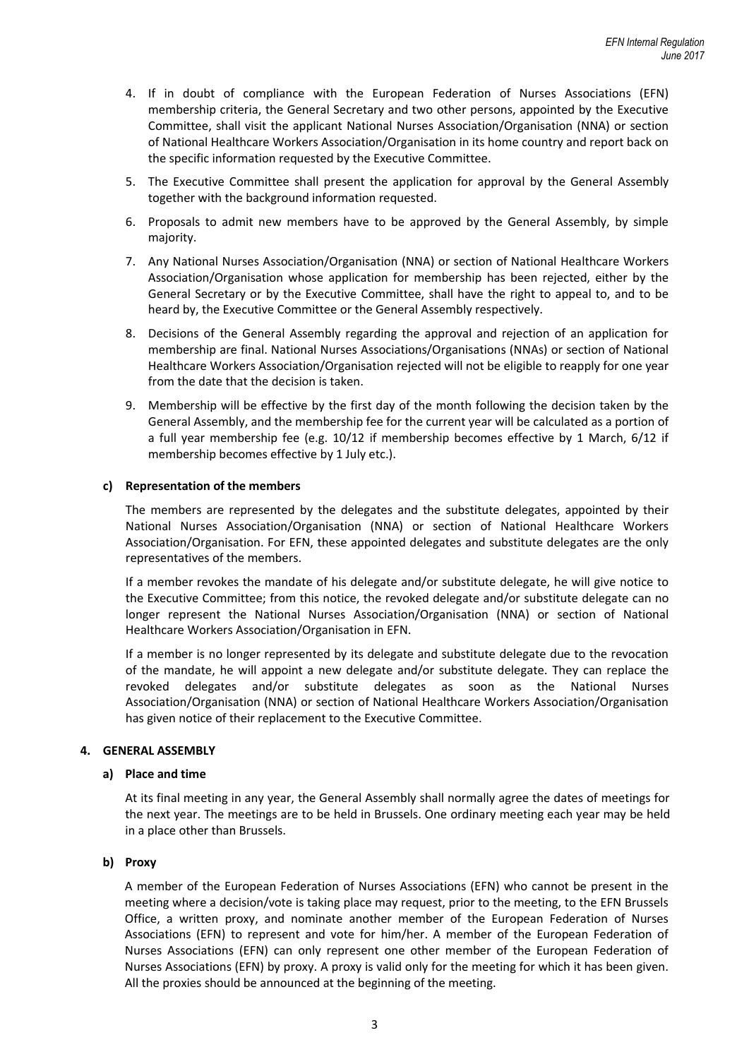4. If in doubt of compliance with the European Federation of Nurses Associations (EFN) membership criteria, the General Secretary and two other persons, appointed by the Executive Committee, shall visit the applicant National Nurses Association/Organisation (NNA) or section of National Healthcare Workers Association/Organisation in its home country and report back on the specific information requested by the Executive Committee.
5. The Executive Committee shall present the application for approval by the General Assembly together with the background information requested.
6. Proposals to admit new members have to be approved by the General Assembly, by simple majority.
7. Any National Nurses Association/Organisation (NNA) or section of National Healthcare Workers Association/Organisation whose application for membership has been rejected, either by the General Secretary or by the Executive Committee, shall have the right to appeal to, and to be heard by, the Executive Committee or the General Assembly respectively.
8. Decisions of the General Assembly regarding the approval and rejection of an application for membership are final. National Nurses Associations/Organisations (NNAs) or section of National Healthcare Workers Association/Organisation rejected will not be eligible to reapply for one year from the date that the decision is taken.
9. Membership will be effective by the first day of the month following the decision taken by the General Assembly, and the membership fee for the current year will be calculated as a portion of a full year membership fee (e.g. 10/12 if membership becomes effective by 1 March, 6/12 if membership becomes effective by 1 July etc.).

### c) Representation of the members

The members are represented by the delegates and the substitute delegates, appointed by their National Nurses Association/Organisation (NNA) or section of National Healthcare Workers Association/Organisation. For EFN, these appointed delegates and substitute delegates are the only representatives of the members.

If a member revokes the mandate of his delegate and/or substitute delegate, he will give notice to the Executive Committee; from this notice, the revoked delegate and/or substitute delegate can no longer represent the National Nurses Association/Organisation (NNA) or section of National Healthcare Workers Association/Organisation in EFN.

If a member is no longer represented by its delegate and substitute delegate due to the revocation of the mandate, he will appoint a new delegate and/or substitute delegate. They can replace the revoked delegates and/or substitute delegates as soon as the National Nurses Association/Organisation (NNA) or section of National Healthcare Workers Association/Organisation has given notice of their replacement to the Executive Committee.

## 4. GENERAL ASSEMBLY

### a) Place and time

At its final meeting in any year, the General Assembly shall normally agree the dates of meetings for the next year. The meetings are to be held in Brussels. One ordinary meeting each year may be held in a place other than Brussels.

### b) Proxy

A member of the European Federation of Nurses Associations (EFN) who cannot be present in the meeting where a decision/vote is taking place may request, prior to the meeting, to the EFN Brussels Office, a written proxy, and nominate another member of the European Federation of Nurses Associations (EFN) to represent and vote for him/her. A member of the European Federation of Nurses Associations (EFN) can only represent one other member of the European Federation of Nurses Associations (EFN) by proxy. A proxy is valid only for the meeting for which it has been given. All the proxies should be announced at the beginning of the meeting.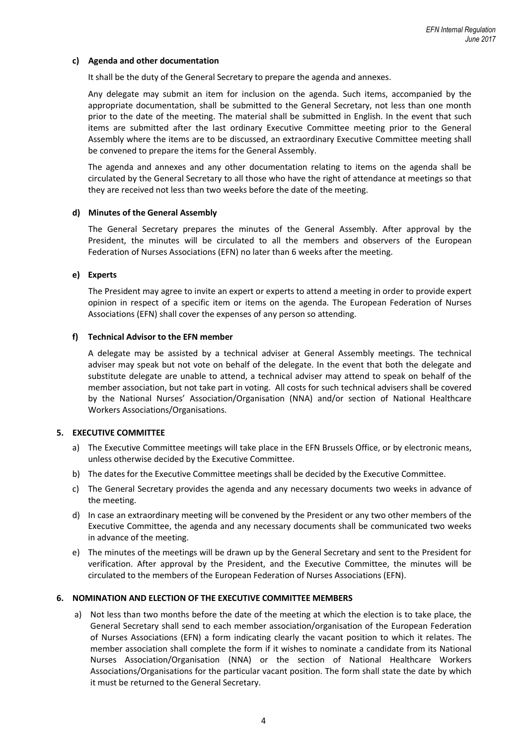**c) Agenda and other documentation**

It shall be the duty of the General Secretary to prepare the agenda and annexes.

Any delegate may submit an item for inclusion on the agenda. Such items, accompanied by the appropriate documentation, shall be submitted to the General Secretary, not less than one month prior to the date of the meeting. The material shall be submitted in English. In the event that such items are submitted after the last ordinary Executive Committee meeting prior to the General Assembly where the items are to be discussed, an extraordinary Executive Committee meeting shall be convened to prepare the items for the General Assembly.

The agenda and annexes and any other documentation relating to items on the agenda shall be circulated by the General Secretary to all those who have the right of attendance at meetings so that they are received not less than two weeks before the date of the meeting.

**d) Minutes of the General Assembly**

The General Secretary prepares the minutes of the General Assembly. After approval by the President, the minutes will be circulated to all the members and observers of the European Federation of Nurses Associations (EFN) no later than 6 weeks after the meeting.

**e) Experts**

The President may agree to invite an expert or experts to attend a meeting in order to provide expert opinion in respect of a specific item or items on the agenda. The European Federation of Nurses Associations (EFN) shall cover the expenses of any person so attending.

**f) Technical Advisor to the EFN member**

A delegate may be assisted by a technical adviser at General Assembly meetings. The technical adviser may speak but not vote on behalf of the delegate. In the event that both the delegate and substitute delegate are unable to attend, a technical adviser may attend to speak on behalf of the member association, but not take part in voting. All costs for such technical advisers shall be covered by the National Nurses' Association/Organisation (NNA) and/or section of National Healthcare Workers Associations/Organisations.

## 5. EXECUTIVE COMMITTEE

a) The Executive Committee meetings will take place in the EFN Brussels Office, or by electronic means, unless otherwise decided by the Executive Committee.

b) The dates for the Executive Committee meetings shall be decided by the Executive Committee.

c) The General Secretary provides the agenda and any necessary documents two weeks in advance of the meeting.

d) In case an extraordinary meeting will be convened by the President or any two other members of the Executive Committee, the agenda and any necessary documents shall be communicated two weeks in advance of the meeting.

e) The minutes of the meetings will be drawn up by the General Secretary and sent to the President for verification. After approval by the President, and the Executive Committee, the minutes will be circulated to the members of the European Federation of Nurses Associations (EFN).

## 6. NOMINATION AND ELECTION OF THE EXECUTIVE COMMITTEE MEMBERS

a) Not less than two months before the date of the meeting at which the election is to take place, the General Secretary shall send to each member association/organisation of the European Federation of Nurses Associations (EFN) a form indicating clearly the vacant position to which it relates. The member association shall complete the form if it wishes to nominate a candidate from its National Nurses Association/Organisation (NNA) or the section of National Healthcare Workers Associations/Organisations for the particular vacant position. The form shall state the date by which it must be returned to the General Secretary.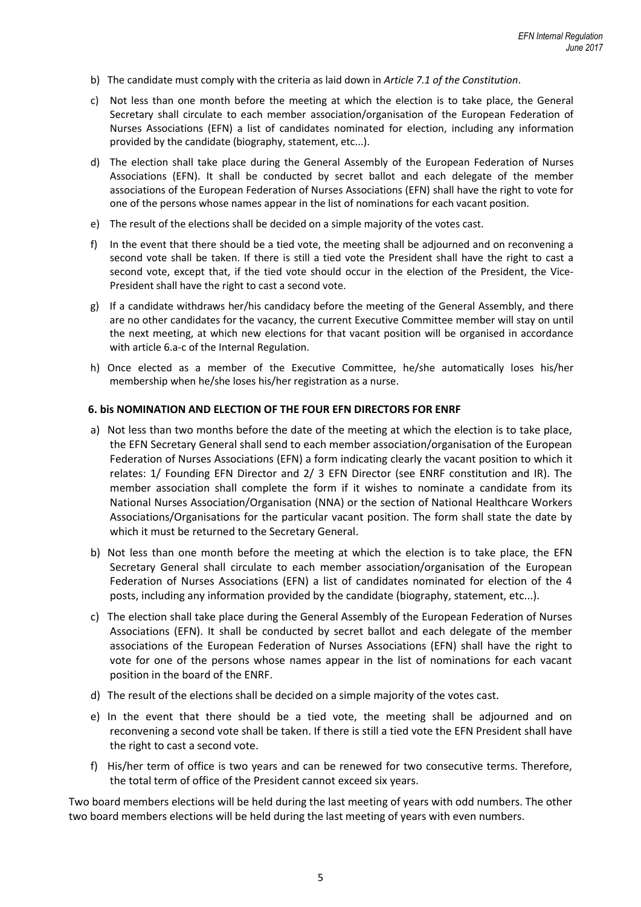b) The candidate must comply with the criteria as laid down in *Article 7.1 of the Constitution*.

c) Not less than one month before the meeting at which the election is to take place, the General Secretary shall circulate to each member association/organisation of the European Federation of Nurses Associations (EFN) a list of candidates nominated for election, including any information provided by the candidate (biography, statement, etc...).

d) The election shall take place during the General Assembly of the European Federation of Nurses Associations (EFN). It shall be conducted by secret ballot and each delegate of the member associations of the European Federation of Nurses Associations (EFN) shall have the right to vote for one of the persons whose names appear in the list of nominations for each vacant position.

e) The result of the elections shall be decided on a simple majority of the votes cast.

f) In the event that there should be a tied vote, the meeting shall be adjourned and on reconvening a second vote shall be taken. If there is still a tied vote the President shall have the right to cast a second vote, except that, if the tied vote should occur in the election of the President, the Vice-President shall have the right to cast a second vote.

g) If a candidate withdraws her/his candidacy before the meeting of the General Assembly, and there are no other candidates for the vacancy, the current Executive Committee member will stay on until the next meeting, at which new elections for that vacant position will be organised in accordance with article 6.a-c of the Internal Regulation.

h) Once elected as a member of the Executive Committee, he/she automatically loses his/her membership when he/she loses his/her registration as a nurse.

### 6. bis NOMINATION AND ELECTION OF THE FOUR EFN DIRECTORS FOR ENRF

a) Not less than two months before the date of the meeting at which the election is to take place, the EFN Secretary General shall send to each member association/organisation of the European Federation of Nurses Associations (EFN) a form indicating clearly the vacant position to which it relates: 1/ Founding EFN Director and 2/ 3 EFN Director (see ENRF constitution and IR). The member association shall complete the form if it wishes to nominate a candidate from its National Nurses Association/Organisation (NNA) or the section of National Healthcare Workers Associations/Organisations for the particular vacant position. The form shall state the date by which it must be returned to the Secretary General.

b) Not less than one month before the meeting at which the election is to take place, the EFN Secretary General shall circulate to each member association/organisation of the European Federation of Nurses Associations (EFN) a list of candidates nominated for election of the 4 posts, including any information provided by the candidate (biography, statement, etc...).

c) The election shall take place during the General Assembly of the European Federation of Nurses Associations (EFN). It shall be conducted by secret ballot and each delegate of the member associations of the European Federation of Nurses Associations (EFN) shall have the right to vote for one of the persons whose names appear in the list of nominations for each vacant position in the board of the ENRF.

d) The result of the elections shall be decided on a simple majority of the votes cast.

e) In the event that there should be a tied vote, the meeting shall be adjourned and on reconvening a second vote shall be taken. If there is still a tied vote the EFN President shall have the right to cast a second vote.

f) His/her term of office is two years and can be renewed for two consecutive terms. Therefore, the total term of office of the President cannot exceed six years.

Two board members elections will be held during the last meeting of years with odd numbers. The other two board members elections will be held during the last meeting of years with even numbers.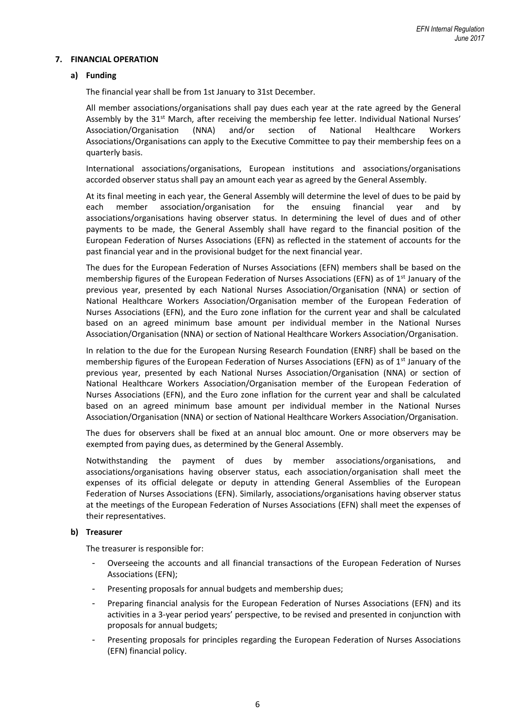## 7. FINANCIAL OPERATION

### a) Funding

The financial year shall be from 1st January to 31st December.

All member associations/organisations shall pay dues each year at the rate agreed by the General Assembly by the 31st March, after receiving the membership fee letter. Individual National Nurses' Association/Organisation (NNA) and/or section of National Healthcare Workers Associations/Organisations can apply to the Executive Committee to pay their membership fees on a quarterly basis.

International associations/organisations, European institutions and associations/organisations accorded observer status shall pay an amount each year as agreed by the General Assembly.

At its final meeting in each year, the General Assembly will determine the level of dues to be paid by each member association/organisation for the ensuing financial year and by associations/organisations having observer status. In determining the level of dues and of other payments to be made, the General Assembly shall have regard to the financial position of the European Federation of Nurses Associations (EFN) as reflected in the statement of accounts for the past financial year and in the provisional budget for the next financial year.

The dues for the European Federation of Nurses Associations (EFN) members shall be based on the membership figures of the European Federation of Nurses Associations (EFN) as of 1st January of the previous year, presented by each National Nurses Association/Organisation (NNA) or section of National Healthcare Workers Association/Organisation member of the European Federation of Nurses Associations (EFN), and the Euro zone inflation for the current year and shall be calculated based on an agreed minimum base amount per individual member in the National Nurses Association/Organisation (NNA) or section of National Healthcare Workers Association/Organisation.

In relation to the due for the European Nursing Research Foundation (ENRF) shall be based on the membership figures of the European Federation of Nurses Associations (EFN) as of 1st January of the previous year, presented by each National Nurses Association/Organisation (NNA) or section of National Healthcare Workers Association/Organisation member of the European Federation of Nurses Associations (EFN), and the Euro zone inflation for the current year and shall be calculated based on an agreed minimum base amount per individual member in the National Nurses Association/Organisation (NNA) or section of National Healthcare Workers Association/Organisation.

The dues for observers shall be fixed at an annual bloc amount. One or more observers may be exempted from paying dues, as determined by the General Assembly.

Notwithstanding the payment of dues by member associations/organisations, and associations/organisations having observer status, each association/organisation shall meet the expenses of its official delegate or deputy in attending General Assemblies of the European Federation of Nurses Associations (EFN). Similarly, associations/organisations having observer status at the meetings of the European Federation of Nurses Associations (EFN) shall meet the expenses of their representatives.

### b) Treasurer

The treasurer is responsible for:

- Overseeing the accounts and all financial transactions of the European Federation of Nurses Associations (EFN);
- Presenting proposals for annual budgets and membership dues;
- Preparing financial analysis for the European Federation of Nurses Associations (EFN) and its activities in a 3-year period years' perspective, to be revised and presented in conjunction with proposals for annual budgets;
- Presenting proposals for principles regarding the European Federation of Nurses Associations (EFN) financial policy.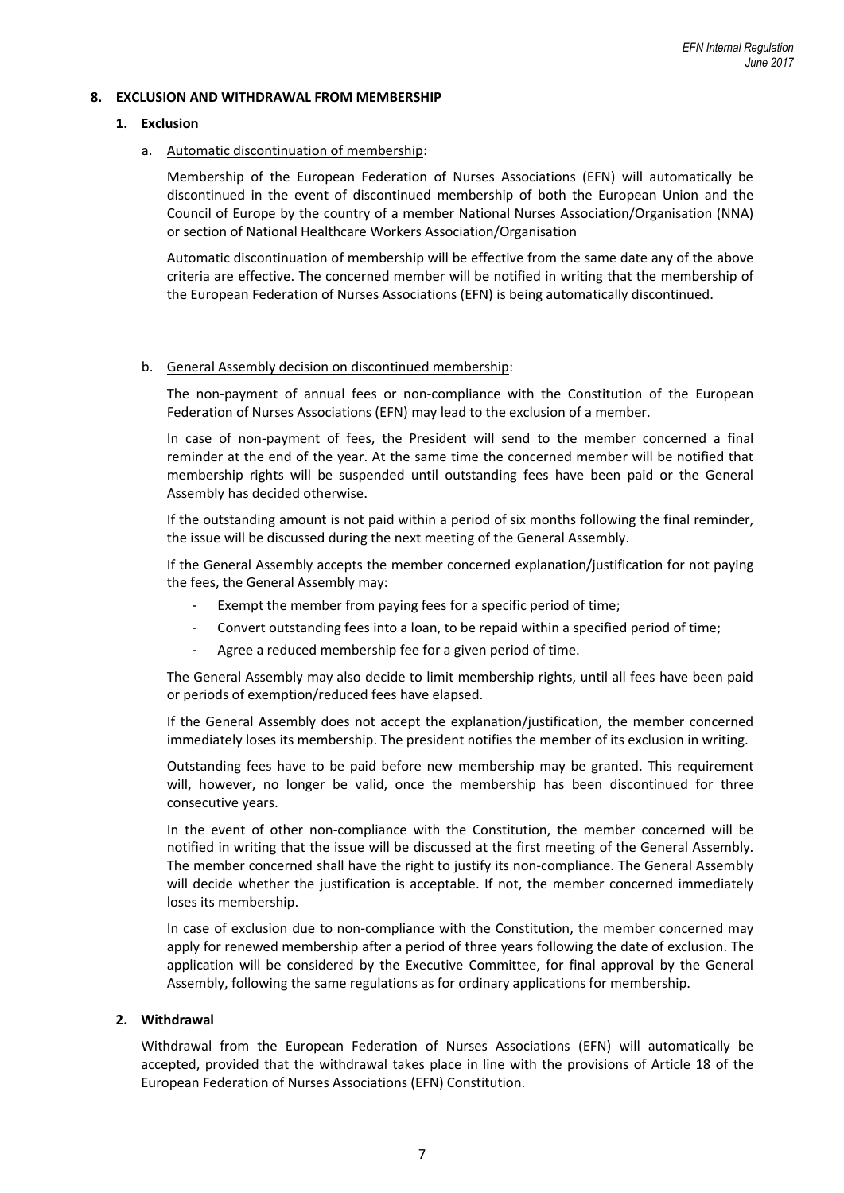## 8. EXCLUSION AND WITHDRAWAL FROM MEMBERSHIP

### 1. Exclusion

a. Automatic discontinuation of membership:

Membership of the European Federation of Nurses Associations (EFN) will automatically be discontinued in the event of discontinued membership of both the European Union and the Council of Europe by the country of a member National Nurses Association/Organisation (NNA) or section of National Healthcare Workers Association/Organisation

Automatic discontinuation of membership will be effective from the same date any of the above criteria are effective. The concerned member will be notified in writing that the membership of the European Federation of Nurses Associations (EFN) is being automatically discontinued.

b. General Assembly decision on discontinued membership:

The non-payment of annual fees or non-compliance with the Constitution of the European Federation of Nurses Associations (EFN) may lead to the exclusion of a member.

In case of non-payment of fees, the President will send to the member concerned a final reminder at the end of the year. At the same time the concerned member will be notified that membership rights will be suspended until outstanding fees have been paid or the General Assembly has decided otherwise.

If the outstanding amount is not paid within a period of six months following the final reminder, the issue will be discussed during the next meeting of the General Assembly.

If the General Assembly accepts the member concerned explanation/justification for not paying the fees, the General Assembly may:

- Exempt the member from paying fees for a specific period of time;
- Convert outstanding fees into a loan, to be repaid within a specified period of time;
- Agree a reduced membership fee for a given period of time.

The General Assembly may also decide to limit membership rights, until all fees have been paid or periods of exemption/reduced fees have elapsed.

If the General Assembly does not accept the explanation/justification, the member concerned immediately loses its membership. The president notifies the member of its exclusion in writing.

Outstanding fees have to be paid before new membership may be granted. This requirement will, however, no longer be valid, once the membership has been discontinued for three consecutive years.

In the event of other non-compliance with the Constitution, the member concerned will be notified in writing that the issue will be discussed at the first meeting of the General Assembly. The member concerned shall have the right to justify its non-compliance. The General Assembly will decide whether the justification is acceptable. If not, the member concerned immediately loses its membership.

In case of exclusion due to non-compliance with the Constitution, the member concerned may apply for renewed membership after a period of three years following the date of exclusion. The application will be considered by the Executive Committee, for final approval by the General Assembly, following the same regulations as for ordinary applications for membership.

### 2. Withdrawal

Withdrawal from the European Federation of Nurses Associations (EFN) will automatically be accepted, provided that the withdrawal takes place in line with the provisions of Article 18 of the European Federation of Nurses Associations (EFN) Constitution.